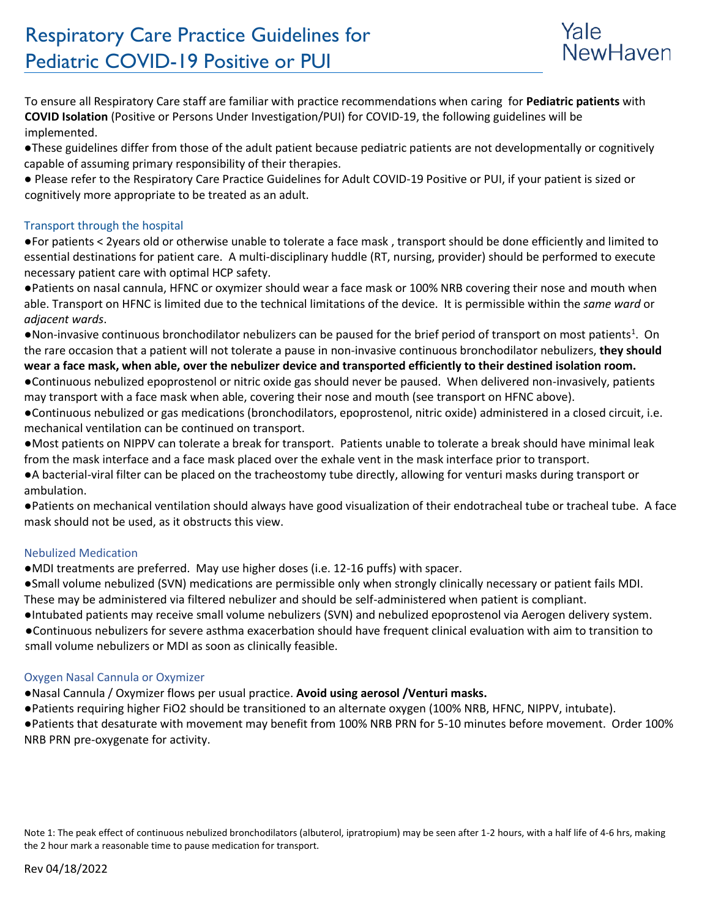# Respiratory Care Practice Guidelines for Pediatric COVID-19 Positive or PUI

Yale NewHaven

To ensure all Respiratory Care staff are familiar with practice recommendations when caring for **Pediatric patients** with **COVID Isolation** (Positive or Persons Under Investigation/PUI) for COVID-19, the following guidelines will be implemented.

- These guidelines differ from those of the adult patient because pediatric patients are not developmentally or cognitively capable of assuming primary responsibility of their therapies.
- Please refer to the Respiratory Care Practice Guidelines for Adult COVID-19 Positive or PUI, if your patient is sized or cognitively more appropriate to be treated as an adult.

## Transport through the hospital

- For patients < 2years old or otherwise unable to tolerate a face mask , transport should be done efficiently and limited to essential destinations for patient care. A multi-disciplinary huddle (RT, nursing, provider) should be performed to execute necessary patient care with optimal HCP safety.
- Patients on nasal cannula, HFNC or oxymizer should wear a face mask or 100% NRB covering their nose and mouth when able. Transport on HFNC is limited due to the technical limitations of the device. It is permissible within the *same ward* or *adjacent wards*.
- Non-invasive continuous bronchodilator nebulizers can be paused for the brief period of transport on most patients[1]. On the rare occasion that a patient will not tolerate a pause in non-invasive continuous bronchodilator nebulizers, **they should wear a face mask, when able, over the nebulizer device and transported efficiently to their destined isolation room.**
- Continuous nebulized epoprostenol or nitric oxide gas should never be paused. When delivered non-invasively, patients may transport with a face mask when able, covering their nose and mouth (see transport on HFNC above).
- Continuous nebulized or gas medications (bronchodilators, epoprostenol, nitric oxide) administered in a closed circuit, i.e. mechanical ventilation can be continued on transport.
- Most patients on NIPPV can tolerate a break for transport. Patients unable to tolerate a break should have minimal leak from the mask interface and a face mask placed over the exhale vent in the mask interface prior to transport.
- A bacterial-viral filter can be placed on the tracheostomy tube directly, allowing for venturi masks during transport or ambulation.
- Patients on mechanical ventilation should always have good visualization of their endotracheal tube or tracheal tube. A face mask should not be used, as it obstructs this view.

## Nebulized Medication

- MDI treatments are preferred. May use higher doses (i.e. 12-16 puffs) with spacer.
- Small volume nebulized (SVN) medications are permissible only when strongly clinically necessary or patient fails MDI. These may be administered via filtered nebulizer and should be self-administered when patient is compliant.
- Intubated patients may receive small volume nebulizers (SVN) and nebulized epoprostenol via Aerogen delivery system.
- Continuous nebulizers for severe asthma exacerbation should have frequent clinical evaluation with aim to transition to small volume nebulizers or MDI as soon as clinically feasible.

## Oxygen Nasal Cannula or Oxymizer

- Nasal Cannula / Oxymizer flows per usual practice. **Avoid using aerosol /Venturi masks.**
- Patients requiring higher FiO2 should be transitioned to an alternate oxygen (100% NRB, HFNC, NIPPV, intubate).
- Patients that desaturate with movement may benefit from 100% NRB PRN for 5-10 minutes before movement. Order 100% NRB PRN pre-oxygenate for activity.

Note 1: The peak effect of continuous nebulized bronchodilators (albuterol, ipratropium) may be seen after 1-2 hours, with a half life of 4-6 hrs, making the 2 hour mark a reasonable time to pause medication for transport.

Rev 04/18/2022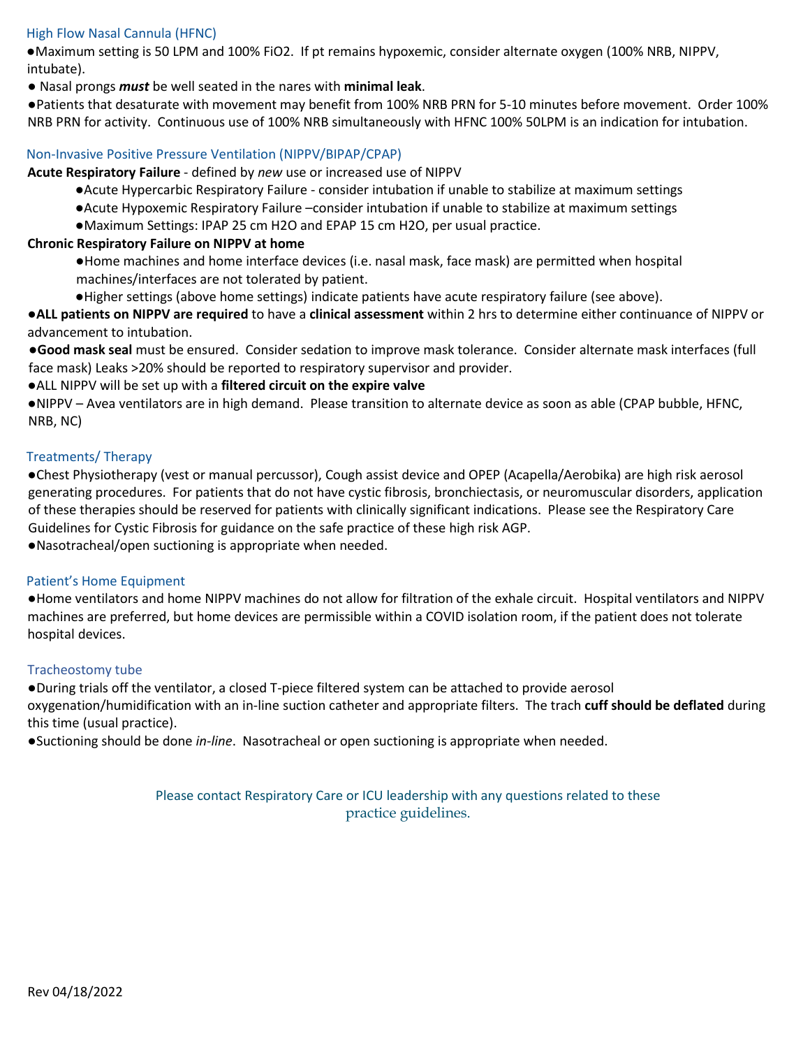## High Flow Nasal Cannula (HFNC)

- Maximum setting is 50 LPM and 100% FiO2. If pt remains hypoxemic, consider alternate oxygen (100% NRB, NIPPV, intubate).
- Nasal prongs ***must*** be well seated in the nares with **minimal leak**.
- Patients that desaturate with movement may benefit from 100% NRB PRN for 5-10 minutes before movement. Order 100% NRB PRN for activity. Continuous use of 100% NRB simultaneously with HFNC 100% 50LPM is an indication for intubation.

## Non-Invasive Positive Pressure Ventilation (NIPPV/BIPAP/CPAP)

**Acute Respiratory Failure** - defined by *new* use or increased use of NIPPV

- Acute Hypercarbic Respiratory Failure - consider intubation if unable to stabilize at maximum settings
- Acute Hypoxemic Respiratory Failure –consider intubation if unable to stabilize at maximum settings
- Maximum Settings: IPAP 25 cm H2O and EPAP 15 cm H2O, per usual practice.

**Chronic Respiratory Failure on NIPPV at home**

- Home machines and home interface devices (i.e. nasal mask, face mask) are permitted when hospital machines/interfaces are not tolerated by patient.
- Higher settings (above home settings) indicate patients have acute respiratory failure (see above).

- **ALL patients on NIPPV are required** to have a **clinical assessment** within 2 hrs to determine either continuance of NIPPV or advancement to intubation.
- **Good mask seal** must be ensured. Consider sedation to improve mask tolerance. Consider alternate mask interfaces (full face mask) Leaks >20% should be reported to respiratory supervisor and provider.
- ALL NIPPV will be set up with a **filtered circuit on the expire valve**
- NIPPV – Avea ventilators are in high demand. Please transition to alternate device as soon as able (CPAP bubble, HFNC, NRB, NC)

## Treatments/ Therapy

- Chest Physiotherapy (vest or manual percussor), Cough assist device and OPEP (Acapella/Aerobika) are high risk aerosol generating procedures. For patients that do not have cystic fibrosis, bronchiectasis, or neuromuscular disorders, application of these therapies should be reserved for patients with clinically significant indications. Please see the Respiratory Care Guidelines for Cystic Fibrosis for guidance on the safe practice of these high risk AGP.
- Nasotracheal/open suctioning is appropriate when needed.

## Patient's Home Equipment

- Home ventilators and home NIPPV machines do not allow for filtration of the exhale circuit. Hospital ventilators and NIPPV machines are preferred, but home devices are permissible within a COVID isolation room, if the patient does not tolerate hospital devices.

## Tracheostomy tube

- During trials off the ventilator, a closed T-piece filtered system can be attached to provide aerosol oxygenation/humidification with an in-line suction catheter and appropriate filters. The trach **cuff should be deflated** during this time (usual practice).
- Suctioning should be done *in-line*. Nasotracheal or open suctioning is appropriate when needed.

Please contact Respiratory Care or ICU leadership with any questions related to these practice guidelines.

Rev 04/18/2022